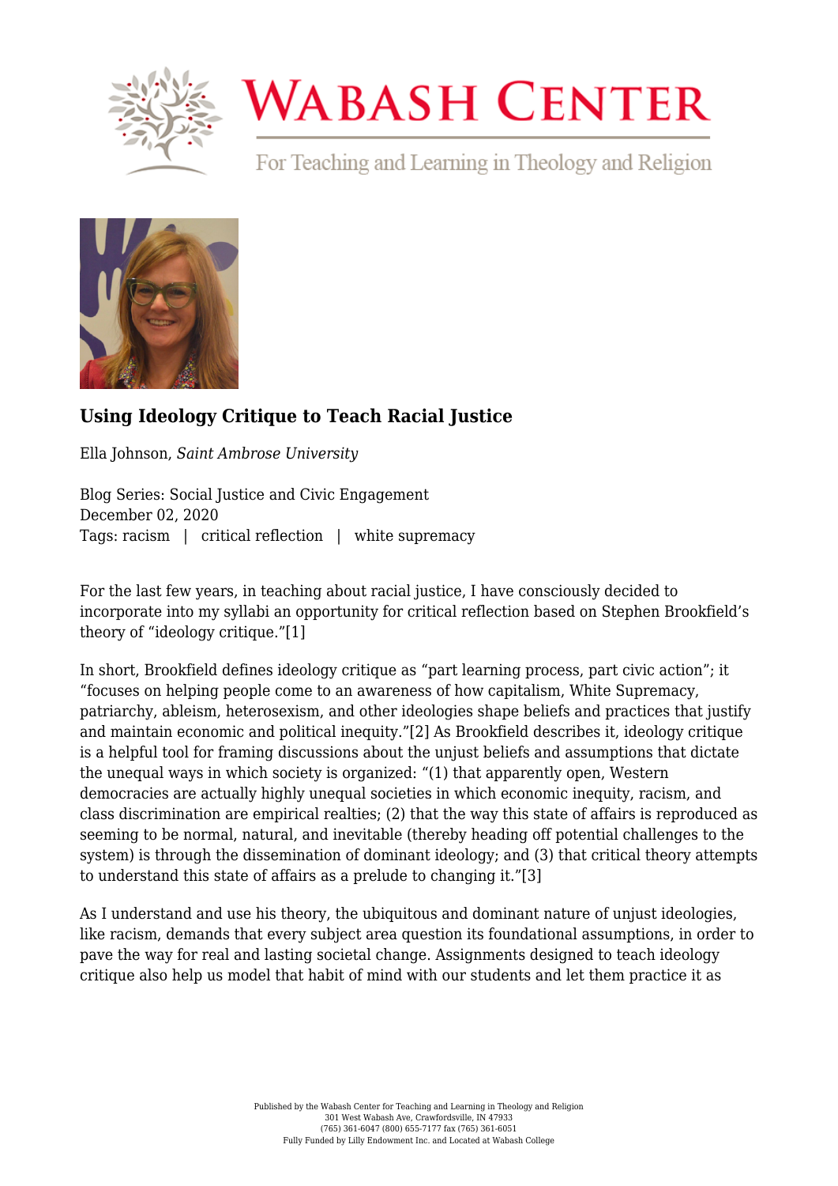# Using Ideology Critique to Teach Racial Justice

Ella Johnson, *Saint Ambrose University*

Blog Series: Social Justice and Civic Engagement
December 02, 2020
Tags: racism | critical reflection | white supremacy

For the last few years, in teaching about racial justice, I have consciously decided to incorporate into my syllabi an opportunity for critical reflection based on Stephen Brookfield's theory of "ideology critique."[1]

In short, Brookfield defines ideology critique as "part learning process, part civic action"; it "focuses on helping people come to an awareness of how capitalism, White Supremacy, patriarchy, ableism, heterosexism, and other ideologies shape beliefs and practices that justify and maintain economic and political inequity."[2] As Brookfield describes it, ideology critique is a helpful tool for framing discussions about the unjust beliefs and assumptions that dictate the unequal ways in which society is organized: "(1) that apparently open, Western democracies are actually highly unequal societies in which economic inequity, racism, and class discrimination are empirical realties; (2) that the way this state of affairs is reproduced as seeming to be normal, natural, and inevitable (thereby heading off potential challenges to the system) is through the dissemination of dominant ideology; and (3) that critical theory attempts to understand this state of affairs as a prelude to changing it."[3]

As I understand and use his theory, the ubiquitous and dominant nature of unjust ideologies, like racism, demands that every subject area question its foundational assumptions, in order to pave the way for real and lasting societal change. Assignments designed to teach ideology critique also help us model that habit of mind with our students and let them practice it as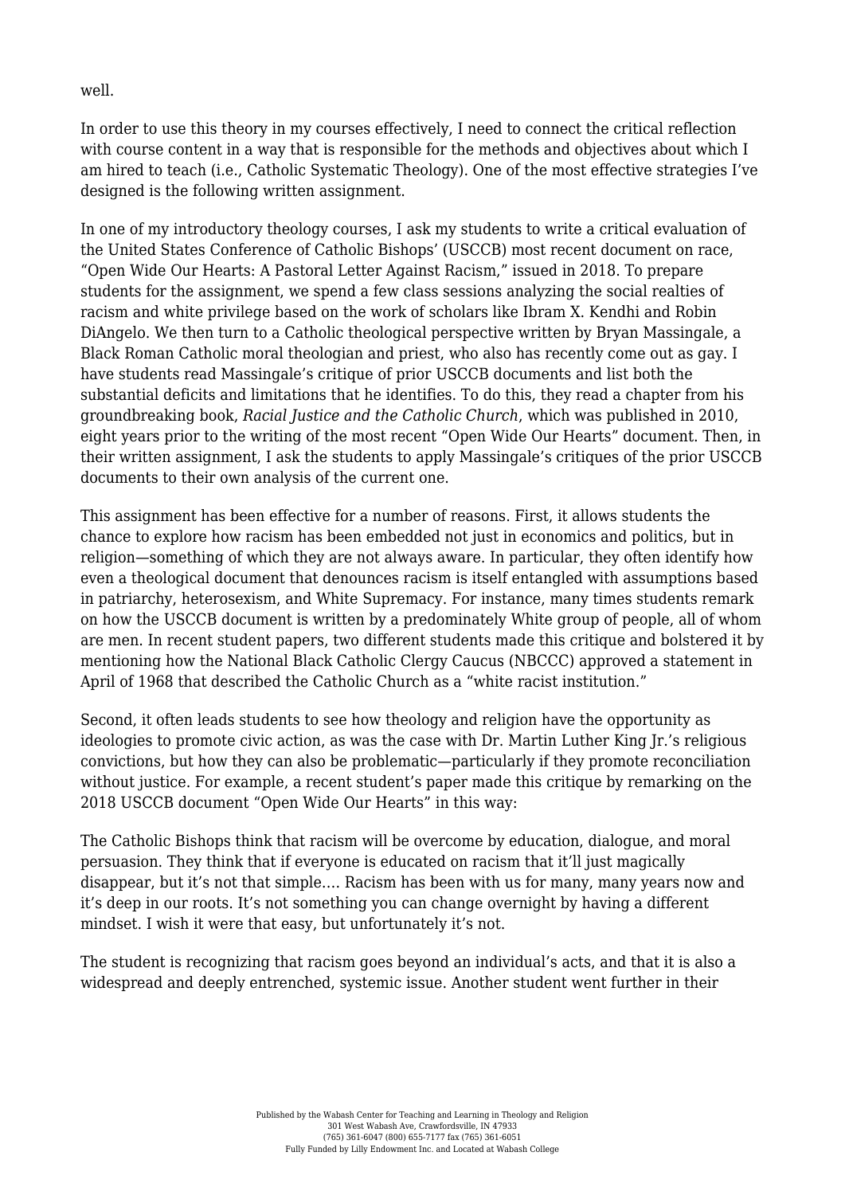well.

In order to use this theory in my courses effectively, I need to connect the critical reflection with course content in a way that is responsible for the methods and objectives about which I am hired to teach (i.e., Catholic Systematic Theology). One of the most effective strategies I've designed is the following written assignment.

In one of my introductory theology courses, I ask my students to write a critical evaluation of the United States Conference of Catholic Bishops' (USCCB) most recent document on race, "Open Wide Our Hearts: A Pastoral Letter Against Racism," issued in 2018. To prepare students for the assignment, we spend a few class sessions analyzing the social realties of racism and white privilege based on the work of scholars like Ibram X. Kendhi and Robin DiAngelo. We then turn to a Catholic theological perspective written by Bryan Massingale, a Black Roman Catholic moral theologian and priest, who also has recently come out as gay. I have students read Massingale's critique of prior USCCB documents and list both the substantial deficits and limitations that he identifies. To do this, they read a chapter from his groundbreaking book, *Racial Justice and the Catholic Church*, which was published in 2010, eight years prior to the writing of the most recent "Open Wide Our Hearts" document. Then, in their written assignment, I ask the students to apply Massingale's critiques of the prior USCCB documents to their own analysis of the current one.

This assignment has been effective for a number of reasons. First, it allows students the chance to explore how racism has been embedded not just in economics and politics, but in religion—something of which they are not always aware. In particular, they often identify how even a theological document that denounces racism is itself entangled with assumptions based in patriarchy, heterosexism, and White Supremacy. For instance, many times students remark on how the USCCB document is written by a predominately White group of people, all of whom are men. In recent student papers, two different students made this critique and bolstered it by mentioning how the National Black Catholic Clergy Caucus (NBCCC) approved a statement in April of 1968 that described the Catholic Church as a "white racist institution."

Second, it often leads students to see how theology and religion have the opportunity as ideologies to promote civic action, as was the case with Dr. Martin Luther King Jr.'s religious convictions, but how they can also be problematic—particularly if they promote reconciliation without justice. For example, a recent student's paper made this critique by remarking on the 2018 USCCB document "Open Wide Our Hearts" in this way:

The Catholic Bishops think that racism will be overcome by education, dialogue, and moral persuasion. They think that if everyone is educated on racism that it'll just magically disappear, but it's not that simple.... Racism has been with us for many, many years now and it's deep in our roots. It's not something you can change overnight by having a different mindset. I wish it were that easy, but unfortunately it's not.

The student is recognizing that racism goes beyond an individual's acts, and that it is also a widespread and deeply entrenched, systemic issue. Another student went further in their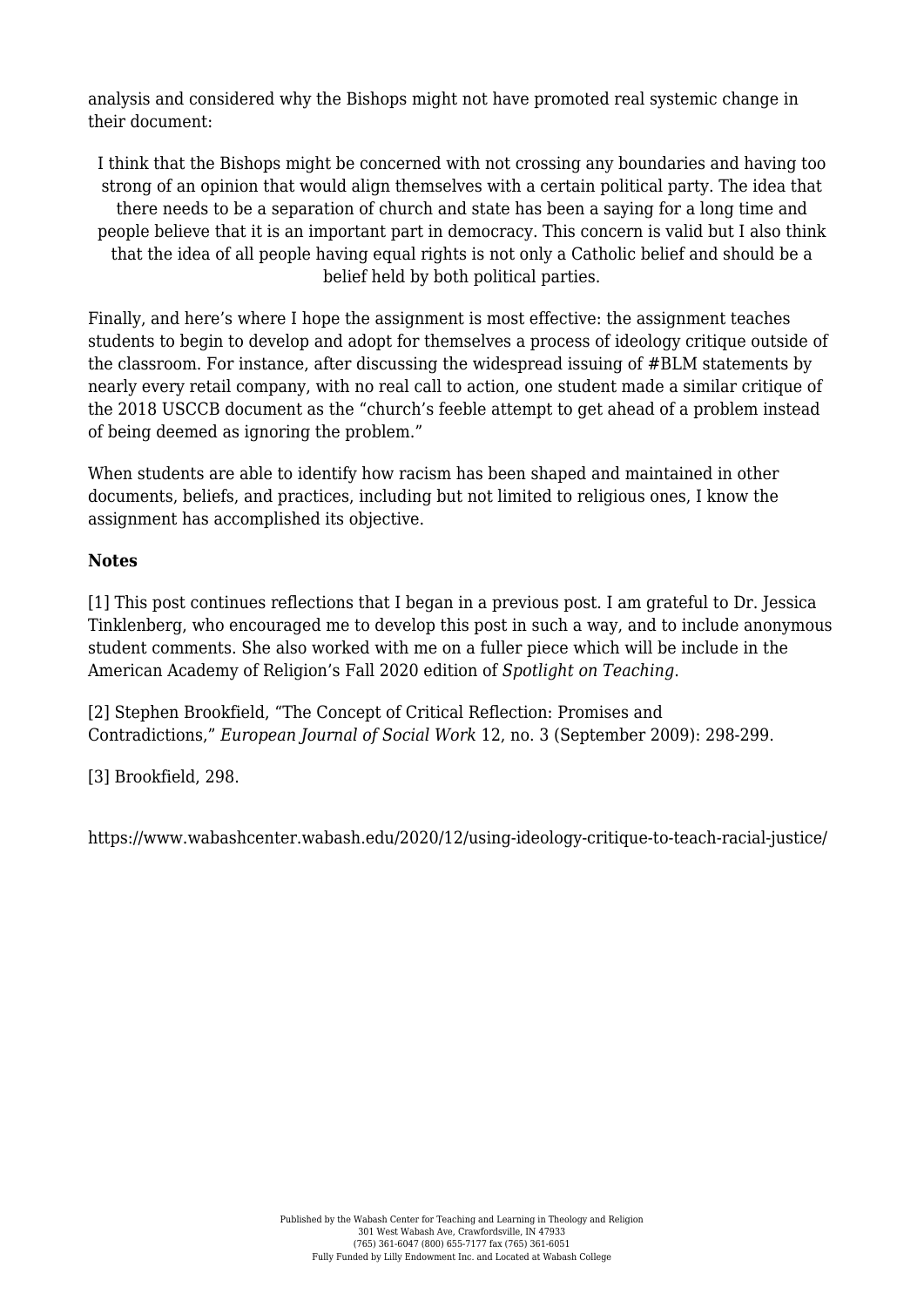analysis and considered why the Bishops might not have promoted real systemic change in their document:

> I think that the Bishops might be concerned with not crossing any boundaries and having too strong of an opinion that would align themselves with a certain political party. The idea that there needs to be a separation of church and state has been a saying for a long time and people believe that it is an important part in democracy. This concern is valid but I also think that the idea of all people having equal rights is not only a Catholic belief and should be a belief held by both political parties.

Finally, and here's where I hope the assignment is most effective: the assignment teaches students to begin to develop and adopt for themselves a process of ideology critique outside of the classroom. For instance, after discussing the widespread issuing of #BLM statements by nearly every retail company, with no real call to action, one student made a similar critique of the 2018 USCCB document as the "church's feeble attempt to get ahead of a problem instead of being deemed as ignoring the problem."

When students are able to identify how racism has been shaped and maintained in other documents, beliefs, and practices, including but not limited to religious ones, I know the assignment has accomplished its objective.

**Notes**

[1] This post continues reflections that I began in a previous post. I am grateful to Dr. Jessica Tinklenberg, who encouraged me to develop this post in such a way, and to include anonymous student comments. She also worked with me on a fuller piece which will be include in the American Academy of Religion's Fall 2020 edition of *Spotlight on Teaching*.

[2] Stephen Brookfield, "The Concept of Critical Reflection: Promises and Contradictions," *European Journal of Social Work* 12, no. 3 (September 2009): 298-299.

[3] Brookfield, 298.

https://www.wabashcenter.wabash.edu/2020/12/using-ideology-critique-to-teach-racial-justice/

Published by the Wabash Center for Teaching and Learning in Theology and Religion
301 West Wabash Ave, Crawfordsville, IN 47933
(765) 361-6047 (800) 655-7177 fax (765) 361-6051
Fully Funded by Lilly Endowment Inc. and Located at Wabash College